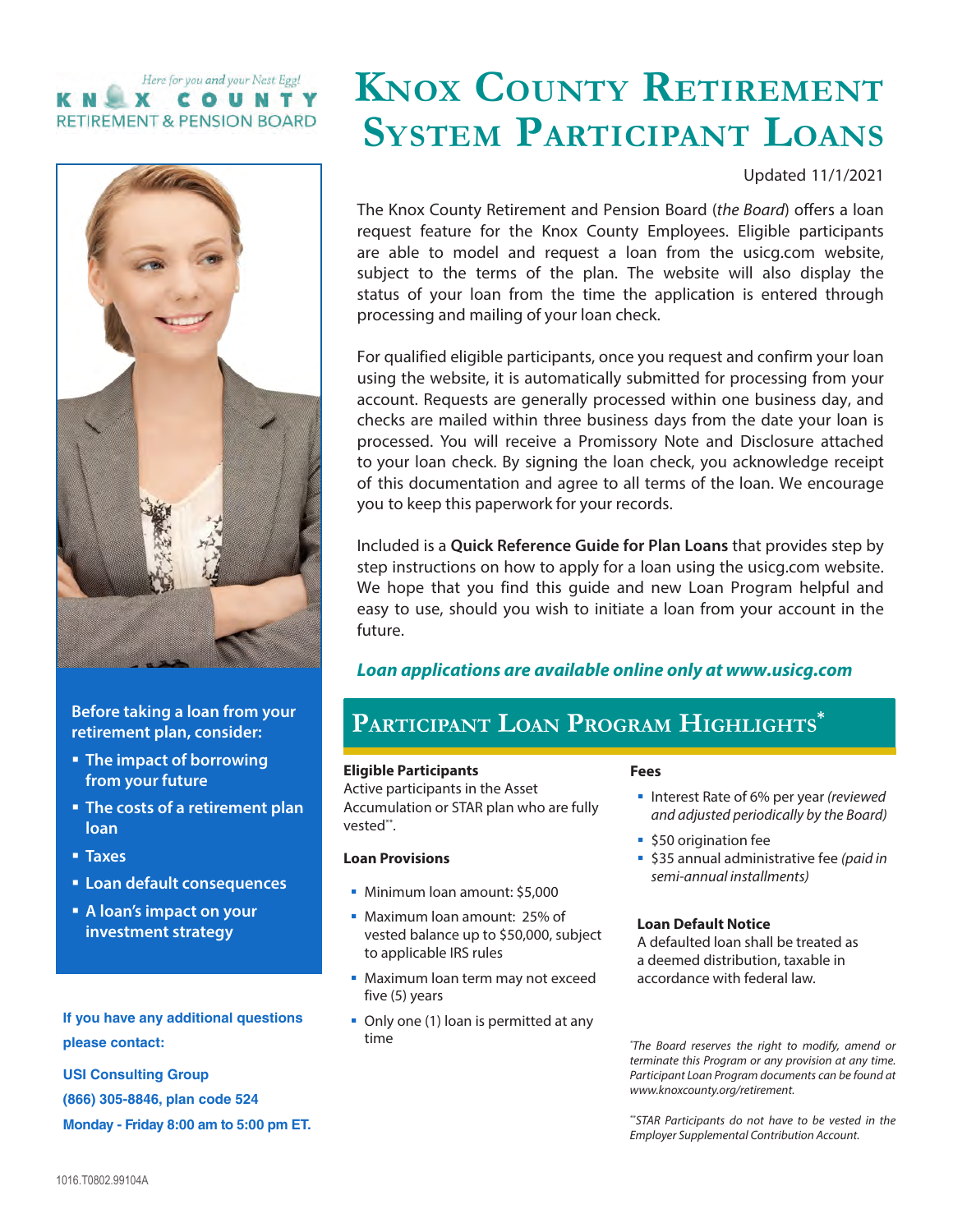Here for you and your Nest Egg!

KNOX COUNTY

RETIREMENT & PENSION BOARD

# Knox County Retirement System Participant Loans

Updated 11/1/2021

The Knox County Retirement and Pension Board (*the Board*) offers a loan request feature for the Knox County Employees. Eligible participants are able to model and request a loan from the usicg.com website, subject to the terms of the plan. The website will also display the status of your loan from the time the application is entered through processing and mailing of your loan check.

For qualified eligible participants, once you request and confirm your loan using the website, it is automatically submitted for processing from your account. Requests are generally processed within one business day, and checks are mailed within three business days from the date your loan is processed. You will receive a Promissory Note and Disclosure attached to your loan check. By signing the loan check, you acknowledge receipt of this documentation and agree to all terms of the loan. We encourage you to keep this paperwork for your records.

Included is a **Quick Reference Guide for Plan Loans** that provides step by step instructions on how to apply for a loan using the usicg.com website. We hope that you find this guide and new Loan Program helpful and easy to use, should you wish to initiate a loan from your account in the future.

***Loan applications are available online only at www.usicg.com***

**Before taking a loan from your retirement plan, consider:**

- **The impact of borrowing from your future**
- **The costs of a retirement plan loan**
- **Taxes**
- **Loan default consequences**
- **A loan's impact on your investment strategy**

## Participant Loan Program Highlights*

**Eligible Participants**

Active participants in the Asset Accumulation or STAR plan who are fully vested**.

**Loan Provisions**

- Minimum loan amount: $5,000
- Maximum loan amount: 25% of vested balance up to $50,000, subject to applicable IRS rules
- Maximum loan term may not exceed five (5) years
- Only one (1) loan is permitted at any time

**Fees**

- Interest Rate of 6% per year *(reviewed and adjusted periodically by the Board)*
- $50 origination fee
- $35 annual administrative fee *(paid in semi-annual installments)*

**Loan Default Notice**

A defaulted loan shall be treated as a deemed distribution, taxable in accordance with federal law.

*\*The Board reserves the right to modify, amend or terminate this Program or any provision at any time. Participant Loan Program documents can be found at www.knoxcounty.org/retirement.*

*\*\*STAR Participants do not have to be vested in the Employer Supplemental Contribution Account.*

**If you have any additional questions please contact:**

**USI Consulting Group**
**(866) 305-8846, plan code 524**
**Monday - Friday 8:00 am to 5:00 pm ET.**

1016.T0802.99104A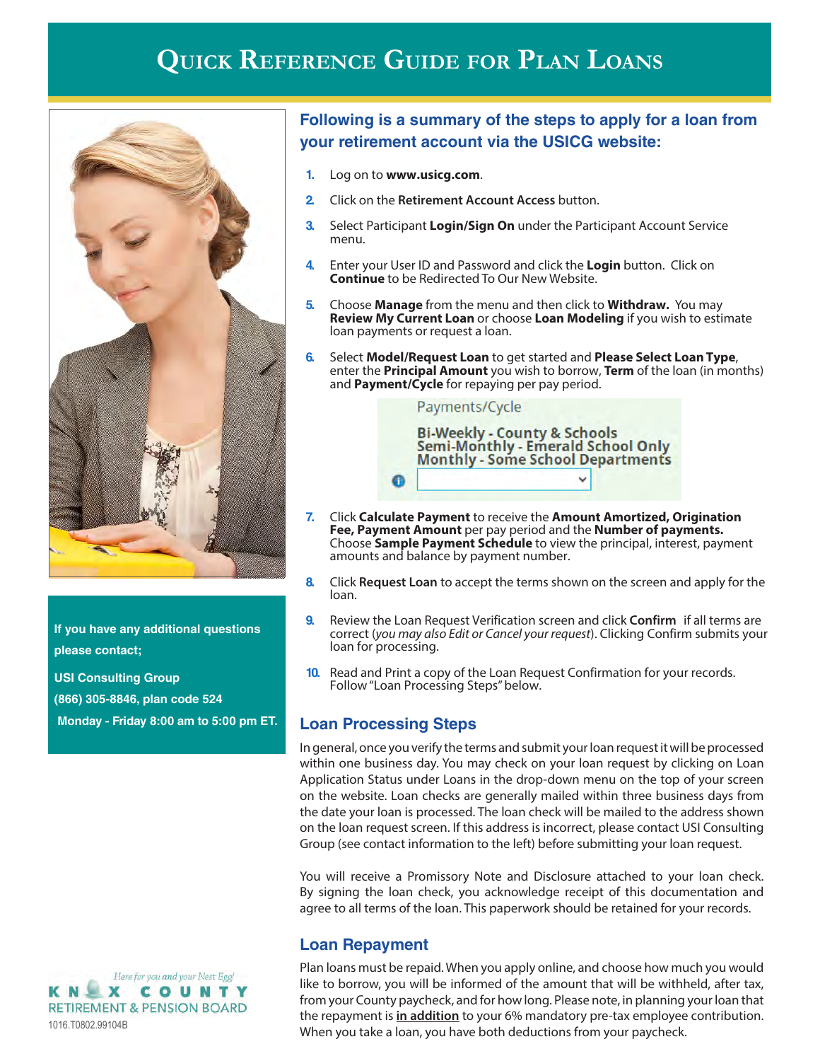# Quick Reference Guide for Plan Loans

## Following is a summary of the steps to apply for a loan from your retirement account via the USICG website:

1. Log on to **www.usicg.com**.
2. Click on the **Retirement Account Access** button.
3. Select Participant **Login/Sign On** under the Participant Account Service menu.
4. Enter your User ID and Password and click the **Login** button. Click on **Continue** to be Redirected To Our New Website.
5. Choose **Manage** from the menu and then click to **Withdraw.** You may **Review My Current Loan** or choose **Loan Modeling** if you wish to estimate loan payments or request a loan.
6. Select **Model/Request Loan** to get started and **Please Select Loan Type**, enter the **Principal Amount** you wish to borrow, **Term** of the loan (in months) and **Payment/Cycle** for repaying per pay period.

   Payments/Cycle

   **Bi-Weekly - County & Schools**
   **Semi-Monthly - Emerald School Only**
   **Monthly - Some School Departments**

7. Click **Calculate Payment** to receive the **Amount Amortized, Origination Fee, Payment Amount** per pay period and the **Number of payments.** Choose **Sample Payment Schedule** to view the principal, interest, payment amounts and balance by payment number.
8. Click **Request Loan** to accept the terms shown on the screen and apply for the loan.
9. Review the Loan Request Verification screen and click **Confirm** if all terms are correct (*you may also Edit or Cancel your request*). Clicking Confirm submits your loan for processing.
10. Read and Print a copy of the Loan Request Confirmation for your records. Follow "Loan Processing Steps" below.

## Loan Processing Steps

In general, once you verify the terms and submit your loan request it will be processed within one business day. You may check on your loan request by clicking on Loan Application Status under Loans in the drop-down menu on the top of your screen on the website. Loan checks are generally mailed within three business days from the date your loan is processed. The loan check will be mailed to the address shown on the loan request screen. If this address is incorrect, please contact USI Consulting Group (see contact information to the left) before submitting your loan request.

You will receive a Promissory Note and Disclosure attached to your loan check. By signing the loan check, you acknowledge receipt of this documentation and agree to all terms of the loan. This paperwork should be retained for your records.

## Loan Repayment

Plan loans must be repaid. When you apply online, and choose how much you would like to borrow, you will be informed of the amount that will be withheld, after tax, from your County paycheck, and for how long. Please note, in planning your loan that the repayment is **in addition** to your 6% mandatory pre-tax employee contribution. When you take a loan, you have both deductions from your paycheck.

**If you have any additional questions please contact;**

**USI Consulting Group**

**(866) 305-8846, plan code 524**

**Monday - Friday 8:00 am to 5:00 pm ET.**

*Here for you and your Nest Egg!*
KNOX COUNTY
RETIREMENT & PENSION BOARD

1016.T0802.99104B